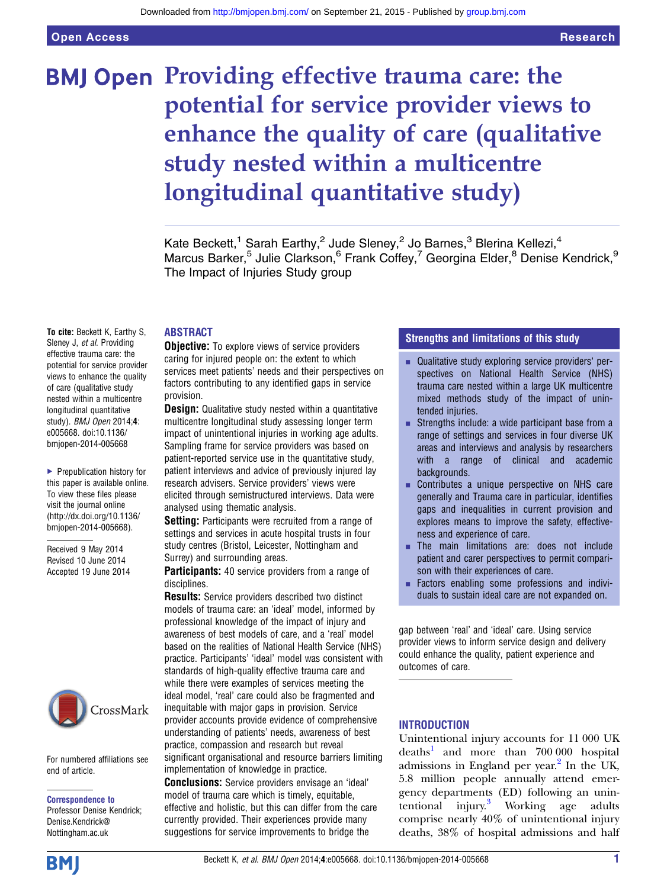# Providing effective trauma care: the potential for service provider views to enhance the quality of care (qualitative study nested within a multicentre longitudinal quantitative study)

Kate Beckett,[1] Sarah Earthy,[2] Jude Sleney,[2] Jo Barnes,[3] Blerina Kellezi,[4] Marcus Barker,[5] Julie Clarkson,[6] Frank Coffey,[7] Georgina Elder,[8] Denise Kendrick,[9] The Impact of Injuries Study group

**To cite:** Beckett K, Earthy S, Sleney J, *et al*. Providing effective trauma care: the potential for service provider views to enhance the quality of care (qualitative study nested within a multicentre longitudinal quantitative study). *BMJ Open* 2014;**4**: e005668. doi:10.1136/bmjopen-2014-005668

▸ Prepublication history for this paper is available online. To view these files please visit the journal online (http://dx.doi.org/10.1136/bmjopen-2014-005668).

Received 9 May 2014
Revised 10 June 2014
Accepted 19 June 2014

For numbered affiliations see end of article.

**Correspondence to**
Professor Denise Kendrick; Denise.Kendrick@Nottingham.ac.uk

## ABSTRACT

**Objective:** To explore views of service providers caring for injured people on: the extent to which services meet patients' needs and their perspectives on factors contributing to any identified gaps in service provision.

**Design:** Qualitative study nested within a quantitative multicentre longitudinal study assessing longer term impact of unintentional injuries in working age adults. Sampling frame for service providers was based on patient-reported service use in the quantitative study, patient interviews and advice of previously injured lay research advisers. Service providers' views were elicited through semistructured interviews. Data were analysed using thematic analysis.

**Setting:** Participants were recruited from a range of settings and services in acute hospital trusts in four study centres (Bristol, Leicester, Nottingham and Surrey) and surrounding areas.

**Participants:** 40 service providers from a range of disciplines.

**Results:** Service providers described two distinct models of trauma care: an 'ideal' model, informed by professional knowledge of the impact of injury and awareness of best models of care, and a 'real' model based on the realities of National Health Service (NHS) practice. Participants' 'ideal' model was consistent with standards of high-quality effective trauma care and while there were examples of services meeting the ideal model, 'real' care could also be fragmented and inequitable with major gaps in provision. Service provider accounts provide evidence of comprehensive understanding of patients' needs, awareness of best practice, compassion and research but reveal significant organisational and resource barriers limiting implementation of knowledge in practice.

**Conclusions:** Service providers envisage an 'ideal' model of trauma care which is timely, equitable, effective and holistic, but this can differ from the care currently provided. Their experiences provide many suggestions for service improvements to bridge the gap between 'real' and 'ideal' care. Using service provider views to inform service design and delivery could enhance the quality, patient experience and outcomes of care.

## Strengths and limitations of this study

- Qualitative study exploring service providers' perspectives on National Health Service (NHS) trauma care nested within a large UK multicentre mixed methods study of the impact of unintended injuries.
- Strengths include: a wide participant base from a range of settings and services in four diverse UK areas and interviews and analysis by researchers with a range of clinical and academic backgrounds.
- Contributes a unique perspective on NHS care generally and Trauma care in particular, identifies gaps and inequalities in current provision and explores means to improve the safety, effectiveness and experience of care.
- The main limitations are: does not include patient and carer perspectives to permit comparison with their experiences of care.
- Factors enabling some professions and individuals to sustain ideal care are not expanded on.

## INTRODUCTION

Unintentional injury accounts for 11 000 UK deaths[1] and more than 700 000 hospital admissions in England per year.[2] In the UK, 5.8 million people annually attend emergency departments (ED) following an unintentional injury.[3] Working age adults comprise nearly 40% of unintentional injury deaths, 38% of hospital admissions and half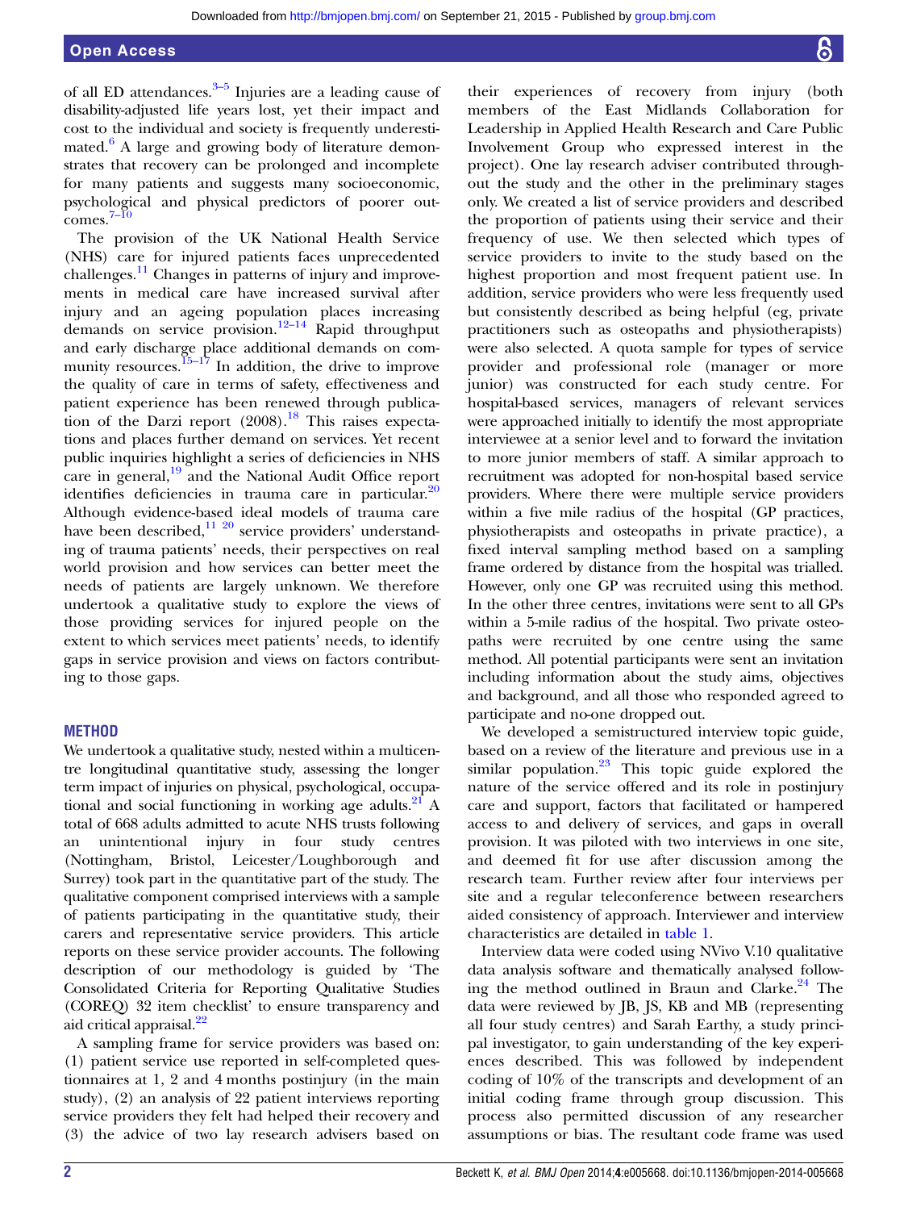of all ED attendances.[3–5] Injuries are a leading cause of disability-adjusted life years lost, yet their impact and cost to the individual and society is frequently underestimated.[6] A large and growing body of literature demonstrates that recovery can be prolonged and incomplete for many patients and suggests many socioeconomic, psychological and physical predictors of poorer outcomes.[7–10]

The provision of the UK National Health Service (NHS) care for injured patients faces unprecedented challenges.[11] Changes in patterns of injury and improvements in medical care have increased survival after injury and an ageing population places increasing demands on service provision.[12–14] Rapid throughput and early discharge place additional demands on community resources.[15–17] In addition, the drive to improve the quality of care in terms of safety, effectiveness and patient experience has been renewed through publication of the Darzi report (2008).[18] This raises expectations and places further demand on services. Yet recent public inquiries highlight a series of deficiencies in NHS care in general,[19] and the National Audit Office report identifies deficiencies in trauma care in particular.[20] Although evidence-based ideal models of trauma care have been described,[11 20] service providers' understanding of trauma patients' needs, their perspectives on real world provision and how services can better meet the needs of patients are largely unknown. We therefore undertook a qualitative study to explore the views of those providing services for injured people on the extent to which services meet patients' needs, to identify gaps in service provision and views on factors contributing to those gaps.

## METHOD

We undertook a qualitative study, nested within a multicentre longitudinal quantitative study, assessing the longer term impact of injuries on physical, psychological, occupational and social functioning in working age adults.[21] A total of 668 adults admitted to acute NHS trusts following an unintentional injury in four study centres (Nottingham, Bristol, Leicester/Loughborough and Surrey) took part in the quantitative part of the study. The qualitative component comprised interviews with a sample of patients participating in the quantitative study, their carers and representative service providers. This article reports on these service provider accounts. The following description of our methodology is guided by 'The Consolidated Criteria for Reporting Qualitative Studies (COREQ) 32 item checklist' to ensure transparency and aid critical appraisal.[22]

A sampling frame for service providers was based on: (1) patient service use reported in self-completed questionnaires at 1, 2 and 4 months postinjury (in the main study), (2) an analysis of 22 patient interviews reporting service providers they felt had helped their recovery and (3) the advice of two lay research advisers based on their experiences of recovery from injury (both members of the East Midlands Collaboration for Leadership in Applied Health Research and Care Public Involvement Group who expressed interest in the project). One lay research adviser contributed throughout the study and the other in the preliminary stages only. We created a list of service providers and described the proportion of patients using their service and their frequency of use. We then selected which types of service providers to invite to the study based on the highest proportion and most frequent patient use. In addition, service providers who were less frequently used but consistently described as being helpful (eg, private practitioners such as osteopaths and physiotherapists) were also selected. A quota sample for types of service provider and professional role (manager or more junior) was constructed for each study centre. For hospital-based services, managers of relevant services were approached initially to identify the most appropriate interviewee at a senior level and to forward the invitation to more junior members of staff. A similar approach to recruitment was adopted for non-hospital based service providers. Where there were multiple service providers within a five mile radius of the hospital (GP practices, physiotherapists and osteopaths in private practice), a fixed interval sampling method based on a sampling frame ordered by distance from the hospital was trialled. However, only one GP was recruited using this method. In the other three centres, invitations were sent to all GPs within a 5-mile radius of the hospital. Two private osteopaths were recruited by one centre using the same method. All potential participants were sent an invitation including information about the study aims, objectives and background, and all those who responded agreed to participate and no-one dropped out.

We developed a semistructured interview topic guide, based on a review of the literature and previous use in a similar population.[23] This topic guide explored the nature of the service offered and its role in postinjury care and support, factors that facilitated or hampered access to and delivery of services, and gaps in overall provision. It was piloted with two interviews in one site, and deemed fit for use after discussion among the research team. Further review after four interviews per site and a regular teleconference between researchers aided consistency of approach. Interviewer and interview characteristics are detailed in table 1.

Interview data were coded using NVivo V.10 qualitative data analysis software and thematically analysed following the method outlined in Braun and Clarke.[24] The data were reviewed by JB, JS, KB and MB (representing all four study centres) and Sarah Earthy, a study principal investigator, to gain understanding of the key experiences described. This was followed by independent coding of 10% of the transcripts and development of an initial coding frame through group discussion. This process also permitted discussion of any researcher assumptions or bias. The resultant code frame was used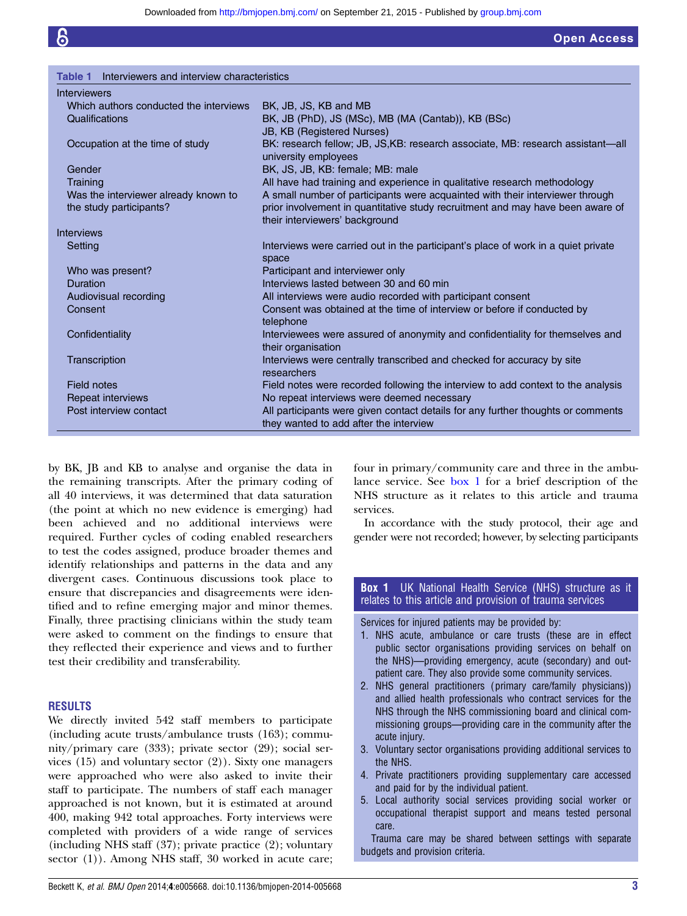Table 1 Interviewers and interview characteristics

| | |
|---|---|
| **Interviewers** | |
| Which authors conducted the interviews | BK, JB, JS, KB and MB |
| Qualifications | BK, JB (PhD), JS (MSc), MB (MA (Cantab)), KB (BSc) JB, KB (Registered Nurses) |
| Occupation at the time of study | BK: research fellow; JB, JS,KB: research associate, MB: research assistant—all university employees |
| Gender | BK, JS, JB, KB: female; MB: male |
| Training | All have had training and experience in qualitative research methodology |
| Was the interviewer already known to the study participants? | A small number of participants were acquainted with their interviewer through prior involvement in quantitative study recruitment and may have been aware of their interviewers' background |
| **Interviews** | |
| Setting | Interviews were carried out in the participant's place of work in a quiet private space |
| Who was present? | Participant and interviewer only |
| Duration | Interviews lasted between 30 and 60 min |
| Audiovisual recording | All interviews were audio recorded with participant consent |
| Consent | Consent was obtained at the time of interview or before if conducted by telephone |
| Confidentiality | Interviewees were assured of anonymity and confidentiality for themselves and their organisation |
| Transcription | Interviews were centrally transcribed and checked for accuracy by site researchers |
| Field notes | Field notes were recorded following the interview to add context to the analysis |
| Repeat interviews | No repeat interviews were deemed necessary |
| Post interview contact | All participants were given contact details for any further thoughts or comments they wanted to add after the interview |

by BK, JB and KB to analyse and organise the data in the remaining transcripts. After the primary coding of all 40 interviews, it was determined that data saturation (the point at which no new evidence is emerging) had been achieved and no additional interviews were required. Further cycles of coding enabled researchers to test the codes assigned, produce broader themes and identify relationships and patterns in the data and any divergent cases. Continuous discussions took place to ensure that discrepancies and disagreements were identified and to refine emerging major and minor themes. Finally, three practising clinicians within the study team were asked to comment on the findings to ensure that they reflected their experience and views and to further test their credibility and transferability.

## RESULTS

We directly invited 542 staff members to participate (including acute trusts/ambulance trusts (163); community/primary care (333); private sector (29); social services (15) and voluntary sector (2)). Sixty one managers were approached who were also asked to invite their staff to participate. The numbers of staff each manager approached is not known, but it is estimated at around 400, making 942 total approaches. Forty interviews were completed with providers of a wide range of services (including NHS staff (37); private practice (2); voluntary sector (1)). Among NHS staff, 30 worked in acute care; four in primary/community care and three in the ambulance service. See box 1 for a brief description of the NHS structure as it relates to this article and trauma services.

In accordance with the study protocol, their age and gender were not recorded; however, by selecting participants

**Box 1 UK National Health Service (NHS) structure as it relates to this article and provision of trauma services**

Services for injured patients may be provided by:

1. NHS acute, ambulance or care trusts (these are in effect public sector organisations providing services on behalf on the NHS)—providing emergency, acute (secondary) and outpatient care. They also provide some community services.
2. NHS general practitioners (primary care/family physicians)) and allied health professionals who contract services for the NHS through the NHS commissioning board and clinical commissioning groups—providing care in the community after the acute injury.
3. Voluntary sector organisations providing additional services to the NHS.
4. Private practitioners providing supplementary care accessed and paid for by the individual patient.
5. Local authority social services providing social worker or occupational therapist support and means tested personal care.

Trauma care may be shared between settings with separate budgets and provision criteria.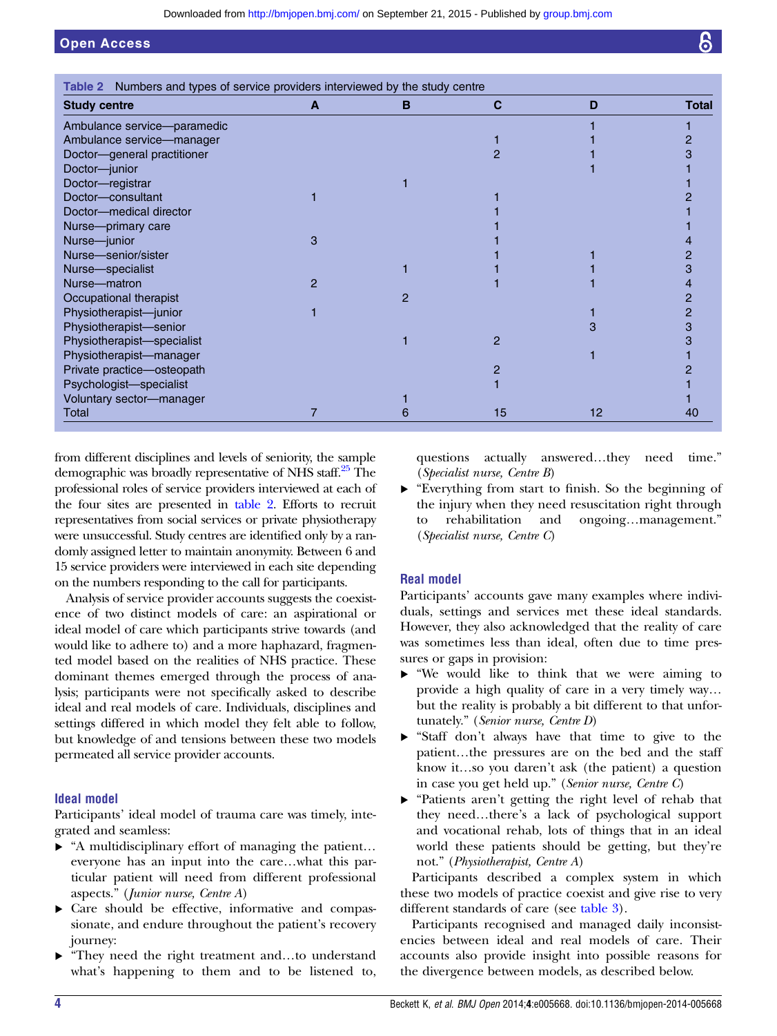Table 2 Numbers and types of service providers interviewed by the study centre

| Study centre | A | B | C | D | Total |
|---|---|---|---|---|---|
| Ambulance service—paramedic | | | | 1 | 1 |
| Ambulance service—manager | | | 1 | 1 | 2 |
| Doctor—general practitioner | | | 2 | 1 | 3 |
| Doctor—junior | | | | 1 | 1 |
| Doctor—registrar | | 1 | | | 1 |
| Doctor—consultant | 1 | | 1 | | 2 |
| Doctor—medical director | | | 1 | | 1 |
| Nurse—primary care | | | 1 | | 1 |
| Nurse—junior | 3 | | 1 | | 4 |
| Nurse—senior/sister | | | 1 | 1 | 2 |
| Nurse—specialist | | 1 | 1 | 1 | 3 |
| Nurse—matron | 2 | | 1 | 1 | 4 |
| Occupational therapist | | 2 | | | 2 |
| Physiotherapist—junior | 1 | | | 1 | 2 |
| Physiotherapist—senior | | | | 3 | 3 |
| Physiotherapist—specialist | | 1 | 2 | | 3 |
| Physiotherapist—manager | | | | 1 | 1 |
| Private practice—osteopath | | | 2 | | 2 |
| Psychologist—specialist | | | 1 | | 1 |
| Voluntary sector—manager | | 1 | | | 1 |
| Total | 7 | 6 | 15 | 12 | 40 |

from different disciplines and levels of seniority, the sample demographic was broadly representative of NHS staff.[25] The professional roles of service providers interviewed at each of the four sites are presented in table 2. Efforts to recruit representatives from social services or private physiotherapy were unsuccessful. Study centres are identified only by a randomly assigned letter to maintain anonymity. Between 6 and 15 service providers were interviewed in each site depending on the numbers responding to the call for participants.

Analysis of service provider accounts suggests the coexistence of two distinct models of care: an aspirational or ideal model of care which participants strive towards (and would like to adhere to) and a more haphazard, fragmented model based on the realities of NHS practice. These dominant themes emerged through the process of analysis; participants were not specifically asked to describe ideal and real models of care. Individuals, disciplines and settings differed in which model they felt able to follow, but knowledge of and tensions between these two models permeated all service provider accounts.

## Ideal model

Participants' ideal model of trauma care was timely, integrated and seamless:

- "A multidisciplinary effort of managing the patient… everyone has an input into the care…what this particular patient will need from different professional aspects." (*Junior nurse, Centre A*)
- Care should be effective, informative and compassionate, and endure throughout the patient's recovery journey:
- "They need the right treatment and…to understand what's happening to them and to be listened to, questions actually answered…they need time." (*Specialist nurse, Centre B*)
- "Everything from start to finish. So the beginning of the injury when they need resuscitation right through to rehabilitation and ongoing…management." (*Specialist nurse, Centre C*)

## Real model

Participants' accounts gave many examples where individuals, settings and services met these ideal standards. However, they also acknowledged that the reality of care was sometimes less than ideal, often due to time pressures or gaps in provision:

- "We would like to think that we were aiming to provide a high quality of care in a very timely way… but the reality is probably a bit different to that unfortunately." (*Senior nurse, Centre D*)
- "Staff don't always have that time to give to the patient…the pressures are on the bed and the staff know it…so you daren't ask (the patient) a question in case you get held up." (*Senior nurse, Centre C*)
- "Patients aren't getting the right level of rehab that they need…there's a lack of psychological support and vocational rehab, lots of things that in an ideal world these patients should be getting, but they're not." (*Physiotherapist, Centre A*)

Participants described a complex system in which these two models of practice coexist and give rise to very different standards of care (see table 3).

Participants recognised and managed daily inconsistencies between ideal and real models of care. Their accounts also provide insight into possible reasons for the divergence between models, as described below.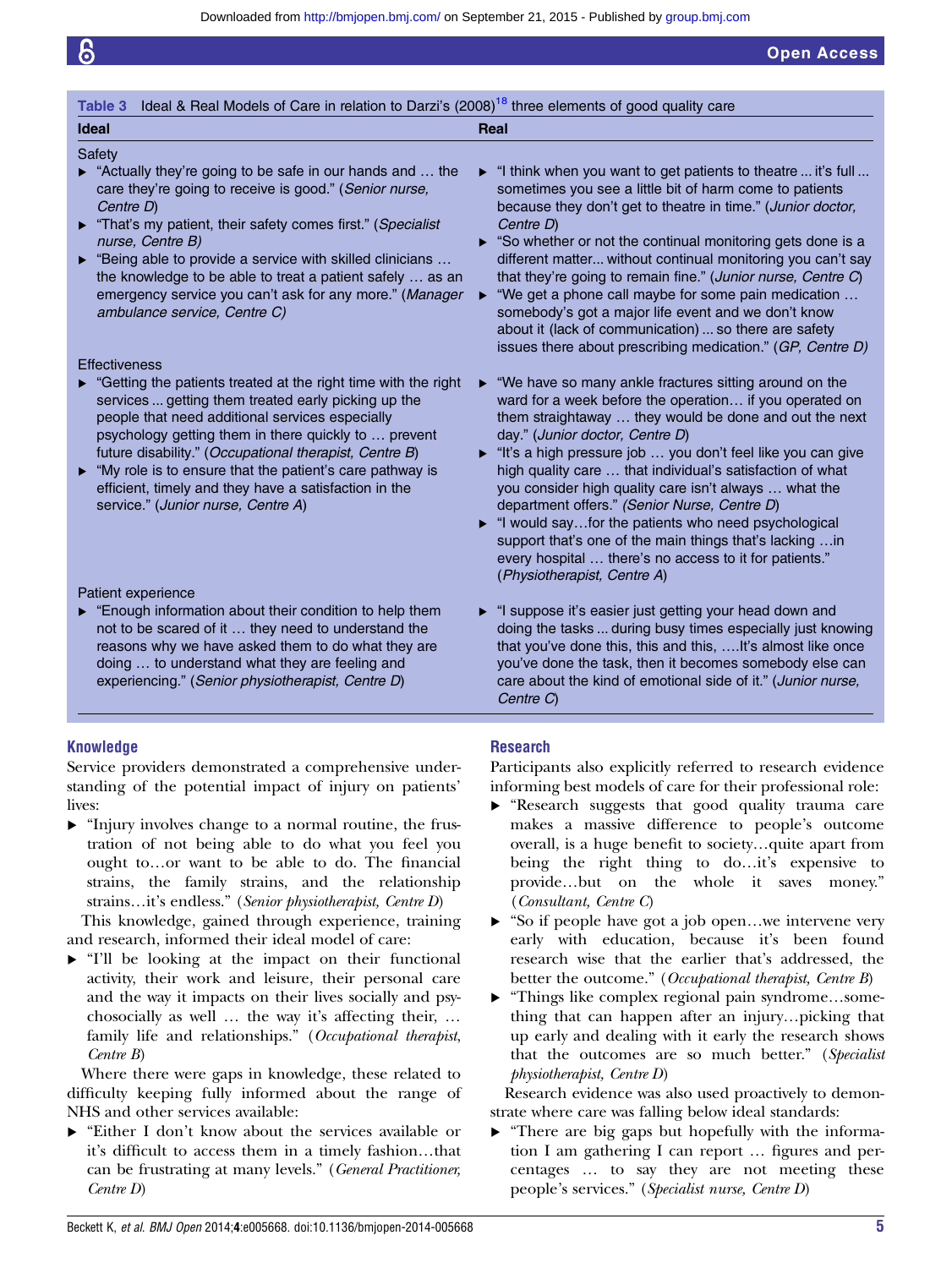**Table 3** Ideal & Real Models of Care in relation to Darzi's (2008)[18] three elements of good quality care

| Ideal | Real |
|---|---|
| Safety | |
| ▸ "Actually they're going to be safe in our hands and … the care they're going to receive is good." (*Senior nurse, Centre D*)<br>▸ "That's my patient, their safety comes first." (*Specialist nurse, Centre B*)<br>▸ "Being able to provide a service with skilled clinicians … the knowledge to be able to treat a patient safely … as an emergency service you can't ask for any more." (*Manager ambulance service, Centre C*) | ▸ "I think when you want to get patients to theatre ... it's full ... sometimes you see a little bit of harm come to patients because they don't get to theatre in time." (*Junior doctor, Centre D*)<br>▸ "So whether or not the continual monitoring gets done is a different matter... without continual monitoring you can't say that they're going to remain fine." (*Junior nurse, Centre C*)<br>▸ "We get a phone call maybe for some pain medication … somebody's got a major life event and we don't know about it (lack of communication) ... so there are safety issues there about prescribing medication." (*GP, Centre D*) |
| Effectiveness | |
| ▸ "Getting the patients treated at the right time with the right services ... getting them treated early picking up the people that need additional services especially psychology getting them in quickly to … prevent future disability." (*Occupational therapist, Centre B*)<br>▸ "My role is to ensure that the patient's care pathway is efficient, timely and they have a satisfaction in the service." (*Junior nurse, Centre A*) | ▸ "We have so many ankle fractures sitting around on the ward for a week before the operation… if you operated on them straightaway … they would be done and out the next day." (*Junior doctor, Centre D*)<br>▸ "It's a high pressure job … you don't feel like you can give high quality care … that individual's satisfaction of what you consider high quality care isn't always … what the department offers." (*Senior Nurse, Centre D*)<br>▸ "I would say…for the patients who need psychological support that's one of the main things that's lacking …in every hospital … there's no access to it for patients." (*Physiotherapist, Centre A*) |
| Patient experience | |
| ▸ "Enough information about their condition to help them not to be scared of it … they need to understand the reasons why we have asked them to do what they are doing … to understand what they are feeling and experiencing." (*Senior physiotherapist, Centre D*) | ▸ "I suppose it's easier just getting your head down and doing the tasks ... during busy times especially just knowing that you've done this, this and this, ….It's almost like once you've done the task, then it becomes somebody else can care about the kind of emotional side of it." (*Junior nurse, Centre C*) |

### Knowledge

Service providers demonstrated a comprehensive understanding of the potential impact of injury on patients' lives:

- "Injury involves change to a normal routine, the frustration of not being able to do what you feel you ought to…or want to be able to do. The financial strains, the family strains, and the relationship strains…it's endless." (*Senior physiotherapist, Centre D*)

This knowledge, gained through experience, training and research, informed their ideal model of care:

- "I'll be looking at the impact on their functional activity, their work and leisure, their personal care and the way it impacts on their lives socially and psychosocially as well … the way it's affecting their, … family life and relationships." (*Occupational therapist, Centre B*)

Where there were gaps in knowledge, these related to difficulty keeping fully informed about the range of NHS and other services available:

- "Either I don't know about the services available or it's difficult to access them in a timely fashion…that can be frustrating at many levels." (*General Practitioner, Centre D*)

### Research

Participants also explicitly referred to research evidence informing best models of care for their professional role:

- "Research suggests that good quality trauma care makes a massive difference to people's outcome overall, is a huge benefit to society…quite apart from being the right thing to do…it's expensive to provide…but on the whole it saves money." (*Consultant, Centre C*)
- "So if people have got a job open…we intervene very early with education, because it's been found research wise that the earlier that's addressed, the better the outcome." (*Occupational therapist, Centre B*)
- "Things like complex regional pain syndrome…something that can happen after an injury…picking that up early and dealing with it early the research shows that the outcomes are so much better." (*Specialist physiotherapist, Centre D*)

Research evidence was also used proactively to demonstrate where care was falling below ideal standards:

- "There are big gaps but hopefully with the information I am gathering I can report … figures and percentages … to say they are not meeting these people's services." (*Specialist nurse, Centre D*)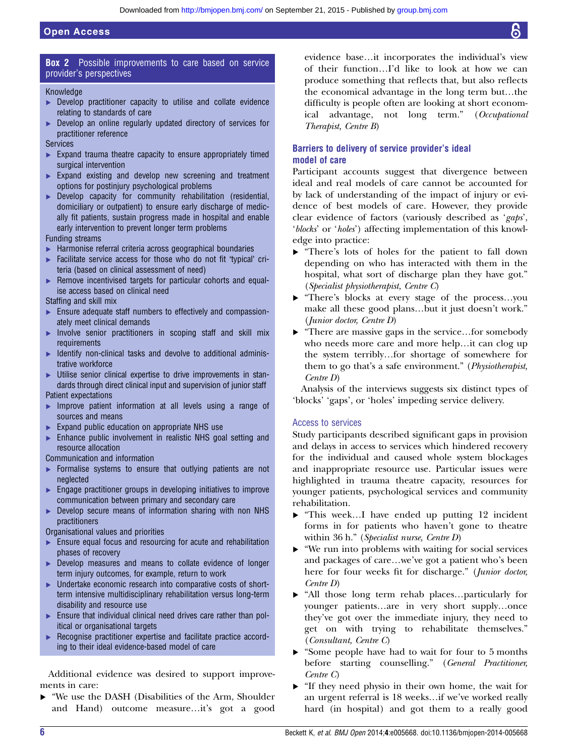**Box 2 Possible improvements to care based on service provider's perspectives**

Knowledge

- Develop practitioner capacity to utilise and collate evidence relating to standards of care
- Develop an online regularly updated directory of services for practitioner reference

Services

- Expand trauma theatre capacity to ensure appropriately timed surgical intervention
- Expand existing and develop new screening and treatment options for postinjury psychological problems
- Develop capacity for community rehabilitation (residential, domiciliary or outpatient) to ensure early discharge of medically fit patients, sustain progress made in hospital and enable early intervention to prevent longer term problems

Funding streams

- Harmonise referral criteria across geographical boundaries
- Facilitate service access for those who do not fit 'typical' criteria (based on clinical assessment of need)
- Remove incentivised targets for particular cohorts and equalise access based on clinical need

Staffing and skill mix

- Ensure adequate staff numbers to effectively and compassionately meet clinical demands
- Involve senior practitioners in scoping staff and skill mix requirements
- Identify non-clinical tasks and devolve to additional administrative workforce
- Utilise senior clinical expertise to drive improvements in standards through direct clinical input and supervision of junior staff

Patient expectations

- Improve patient information at all levels using a range of sources and means
- Expand public education on appropriate NHS use
- Enhance public involvement in realistic NHS goal setting and resource allocation

Communication and information

- Formalise systems to ensure that outlying patients are not neglected
- Engage practitioner groups in developing initiatives to improve communication between primary and secondary care
- Develop secure means of information sharing with non NHS practitioners

Organisational values and priorities

- Ensure equal focus and resourcing for acute and rehabilitation phases of recovery
- Develop measures and means to collate evidence of longer term injury outcomes, for example, return to work
- Undertake economic research into comparative costs of short-term intensive multidisciplinary rehabilitation versus long-term disability and resource use
- Ensure that individual clinical need drives care rather than political or organisational targets
- Recognise practitioner expertise and facilitate practice according to their ideal evidence-based model of care

Additional evidence was desired to support improvements in care:

- "We use the DASH (Disabilities of the Arm, Shoulder and Hand) outcome measure…it's got a good evidence base…it incorporates the individual's view of their function…I'd like to look at how we can produce something that reflects that, but also reflects the economical advantage in the long term but…the difficulty is people often are looking at short economical advantage, not long term." (*Occupational Therapist, Centre B*)

### Barriers to delivery of service provider's ideal model of care

Participant accounts suggest that divergence between ideal and real models of care cannot be accounted for by lack of understanding of the impact of injury or evidence of best models of care. However, they provide clear evidence of factors (variously described as '*gaps*', '*blocks*' or '*holes*') affecting implementation of this knowledge into practice:

- "There's lots of holes for the patient to fall down depending on who has interacted with them in the hospital, what sort of discharge plan they have got." (*Specialist physiotherapist, Centre C*)
- "There's blocks at every stage of the process…you make all these good plans…but it just doesn't work." (*Junior doctor, Centre D*)
- "There are massive gaps in the service…for somebody who needs more care and more help…it can clog up the system terribly…for shortage of somewhere for them to go that's a safe environment." (*Physiotherapist, Centre D*)

Analysis of the interviews suggests six distinct types of 'blocks' 'gaps', or 'holes' impeding service delivery.

#### Access to services

Study participants described significant gaps in provision and delays in access to services which hindered recovery for the individual and caused whole system blockages and inappropriate resource use. Particular issues were highlighted in trauma theatre capacity, resources for younger patients, psychological services and community rehabilitation.

- "This week…I have ended up putting 12 incident forms in for patients who haven't gone to theatre within 36 h." (*Specialist nurse, Centre D*)
- "We run into problems with waiting for social services and packages of care…we've got a patient who's been here for four weeks fit for discharge." (*Junior doctor, Centre D*)
- "All those long term rehab places…particularly for younger patients…are in very short supply…once they've got over the immediate injury, they need to get on with trying to rehabilitate themselves." (*Consultant, Centre C*)
- "Some people have had to wait for four to 5 months before starting counselling." (*General Practitioner, Centre C*)
- "If they need physio in their own home, the wait for an urgent referral is 18 weeks…if we've worked really hard (in hospital) and got them to a really good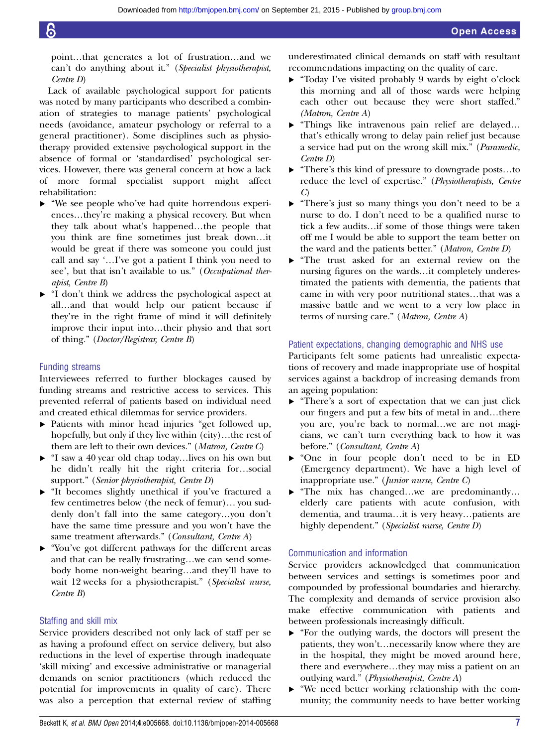point…that generates a lot of frustration…and we can't do anything about it." (*Specialist physiotherapist, Centre D*)

Lack of available psychological support for patients was noted by many participants who described a combination of strategies to manage patients' psychological needs (avoidance, amateur psychology or referral to a general practitioner). Some disciplines such as physiotherapy provided extensive psychological support in the absence of formal or 'standardised' psychological services. However, there was general concern at how a lack of more formal specialist support might affect rehabilitation:

- "We see people who've had quite horrendous experiences…they're making a physical recovery. But when they talk about what's happened…the people that you think are fine sometimes just break down…it would be great if there was someone you could just call and say '…I've got a patient I think you need to see', but that isn't available to us." (*Occupational therapist, Centre B*)
- "I don't think we address the psychological aspect at all…and that would help our patient because if they're in the right frame of mind it will definitely improve their input into…their physio and that sort of thing." (*Doctor/Registrar, Centre B*)

### Funding streams

Interviewees referred to further blockages caused by funding streams and restrictive access to services. This prevented referral of patients based on individual need and created ethical dilemmas for service providers.

- Patients with minor head injuries "get followed up, hopefully, but only if they live within (city)…the rest of them are left to their own devices." (*Matron, Centre C*)
- "I saw a 40 year old chap today…lives on his own but he didn't really hit the right criteria for…social support." (*Senior physiotherapist, Centre D*)
- "It becomes slightly unethical if you've fractured a few centimetres below (the neck of femur)… you suddenly don't fall into the same category…you don't have the same time pressure and you won't have the same treatment afterwards." (*Consultant, Centre A*)
- "You've got different pathways for the different areas and that can be really frustrating…we can send somebody home non-weight bearing…and they'll have to wait 12 weeks for a physiotherapist." (*Specialist nurse, Centre B*)

### Staffing and skill mix

Service providers described not only lack of staff per se as having a profound effect on service delivery, but also reductions in the level of expertise through inadequate 'skill mixing' and excessive administrative or managerial demands on senior practitioners (which reduced the potential for improvements in quality of care). There was also a perception that external review of staffing underestimated clinical demands on staff with resultant recommendations impacting on the quality of care.

- "Today I've visited probably 9 wards by eight o'clock this morning and all of those wards were helping each other out because they were short staffed." (*Matron, Centre A*)
- "Things like intravenous pain relief are delayed… that's ethically wrong to delay pain relief just because a service had put on the wrong skill mix." (*Paramedic, Centre D*)
- "There's this kind of pressure to downgrade posts…to reduce the level of expertise." (*Physiotherapists, Centre C*)
- "There's just so many things you don't need to be a nurse to do. I don't need to be a qualified nurse to tick a few audits…if some of those things were taken off me I would be able to support the team better on the ward and the patients better." (*Matron, Centre D*)
- "The trust asked for an external review on the nursing figures on the wards…it completely underestimated the patients with dementia, the patients that came in with very poor nutritional states…that was a massive battle and we went to a very low place in terms of nursing care." (*Matron, Centre A*)

### Patient expectations, changing demographic and NHS use

Participants felt some patients had unrealistic expectations of recovery and made inappropriate use of hospital services against a backdrop of increasing demands from an ageing population:

- "There's a sort of expectation that we can just click our fingers and put a few bits of metal in and…there you are, you're back to normal…we are not magicians, we can't turn everything back to how it was before." (*Consultant, Centre A*)
- "One in four people don't need to be in ED (Emergency department). We have a high level of inappropriate use." (*Junior nurse, Centre C*)
- "The mix has changed…we are predominantly… elderly care patients with acute confusion, with dementia, and trauma…it is very heavy…patients are highly dependent." (*Specialist nurse, Centre D*)

### Communication and information

Service providers acknowledged that communication between services and settings is sometimes poor and compounded by professional boundaries and hierarchy. The complexity and demands of service provision also make effective communication with patients and between professionals increasingly difficult.

- "For the outlying wards, the doctors will present the patients, they won't…necessarily know where they are in the hospital, they might be moved around here, there and everywhere…they may miss a patient on an outlying ward." (*Physiotherapist, Centre A*)
- "We need better working relationship with the community; the community needs to have better working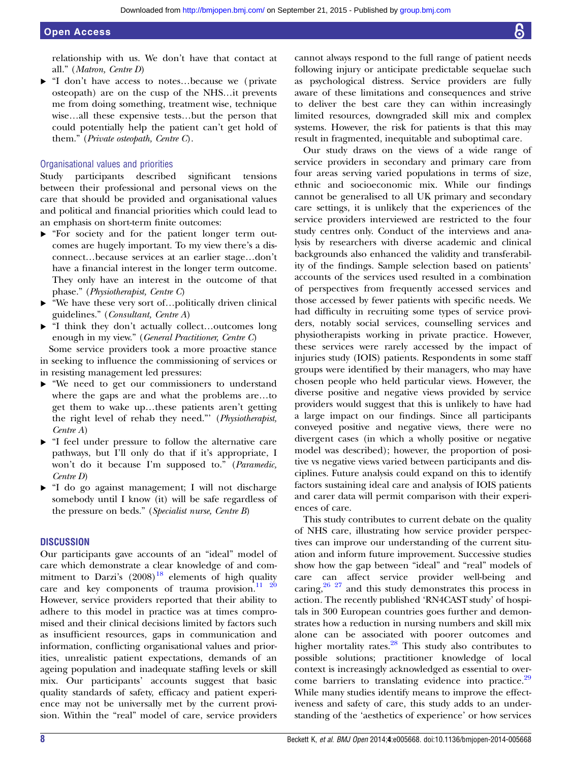relationship with us. We don't have that contact at all." (*Matron, Centre D*)

- "I don't have access to notes…because we (private osteopath) are on the cusp of the NHS…it prevents me from doing something, treatment wise, technique wise…all these expensive tests…but the person that could potentially help the patient can't get hold of them." (*Private osteopath, Centre C*).

### Organisational values and priorities

Study participants described significant tensions between their professional and personal views on the care that should be provided and organisational values and political and financial priorities which could lead to an emphasis on short-term finite outcomes:

- "For society and for the patient longer term outcomes are hugely important. To my view there's a disconnect…because services at an earlier stage…don't have a financial interest in the longer term outcome. They only have an interest in the outcome of that phase." (*Physiotherapist, Centre C*)
- "We have these very sort of…politically driven clinical guidelines." (*Consultant, Centre A*)
- "I think they don't actually collect…outcomes long enough in my view." (*General Practitioner, Centre C*)

Some service providers took a more proactive stance in seeking to influence the commissioning of services or in resisting management led pressures:

- "We need to get our commissioners to understand where the gaps are and what the problems are…to get them to wake up…these patients aren't getting the right level of rehab they need."' (*Physiotherapist, Centre A*)
- "I feel under pressure to follow the alternative care pathways, but I'll only do that if it's appropriate, I won't do it because I'm supposed to." (*Paramedic, Centre D*)
- "I do go against management; I will not discharge somebody until I know (it) will be safe regardless of the pressure on beds." (*Specialist nurse, Centre B*)

## DISCUSSION

Our participants gave accounts of an "ideal" model of care which demonstrate a clear knowledge of and commitment to Darzi's (2008)[18] elements of high quality care and key components of trauma provision.[11 20] However, service providers reported that their ability to adhere to this model in practice was at times compromised and their clinical decisions limited by factors such as insufficient resources, gaps in communication and information, conflicting organisational values and priorities, unrealistic patient expectations, demands of an ageing population and inadequate staffing levels or skill mix. Our participants' accounts suggest that basic quality standards of safety, efficacy and patient experience may not be universally met by the current provision. Within the "real" model of care, service providers cannot always respond to the full range of patient needs following injury or anticipate predictable sequelae such as psychological distress. Service providers are fully aware of these limitations and consequences and strive to deliver the best care they can within increasingly limited resources, downgraded skill mix and complex systems. However, the risk for patients is that this may result in fragmented, inequitable and suboptimal care.

Our study draws on the views of a wide range of service providers in secondary and primary care from four areas serving varied populations in terms of size, ethnic and socioeconomic mix. While our findings cannot be generalised to all UK primary and secondary care settings, it is unlikely that the experiences of the service providers interviewed are restricted to the four study centres only. Conduct of the interviews and analysis by researchers with diverse academic and clinical backgrounds also enhanced the validity and transferability of the findings. Sample selection based on patients' accounts of the services used resulted in a combination of perspectives from frequently accessed services and those accessed by fewer patients with specific needs. We had difficulty in recruiting some types of service providers, notably social services, counselling services and physiotherapists working in private practice. However, these services were rarely accessed by the impact of injuries study (IOIS) patients. Respondents in some staff groups were identified by their managers, who may have chosen people who held particular views. However, the diverse positive and negative views provided by service providers would suggest that this is unlikely to have had a large impact on our findings. Since all participants conveyed positive and negative views, there were no divergent cases (in which a wholly positive or negative model was described); however, the proportion of positive vs negative views varied between participants and disciplines. Future analysis could expand on this to identify factors sustaining ideal care and analysis of IOIS patients and carer data will permit comparison with their experiences of care.

This study contributes to current debate on the quality of NHS care, illustrating how service provider perspectives can improve our understanding of the current situation and inform future improvement. Successive studies show how the gap between "ideal" and "real" models of care can affect service provider well-being and caring,[26 27] and this study demonstrates this process in action. The recently published 'RN4CAST study' of hospitals in 300 European countries goes further and demonstrates how a reduction in nursing numbers and skill mix alone can be associated with poorer outcomes and higher mortality rates.[28] This study also contributes to possible solutions; practitioner knowledge of local context is increasingly acknowledged as essential to overcome barriers to translating evidence into practice.[29] While many studies identify means to improve the effectiveness and safety of care, this study adds to an understanding of the 'aesthetics of experience' or how services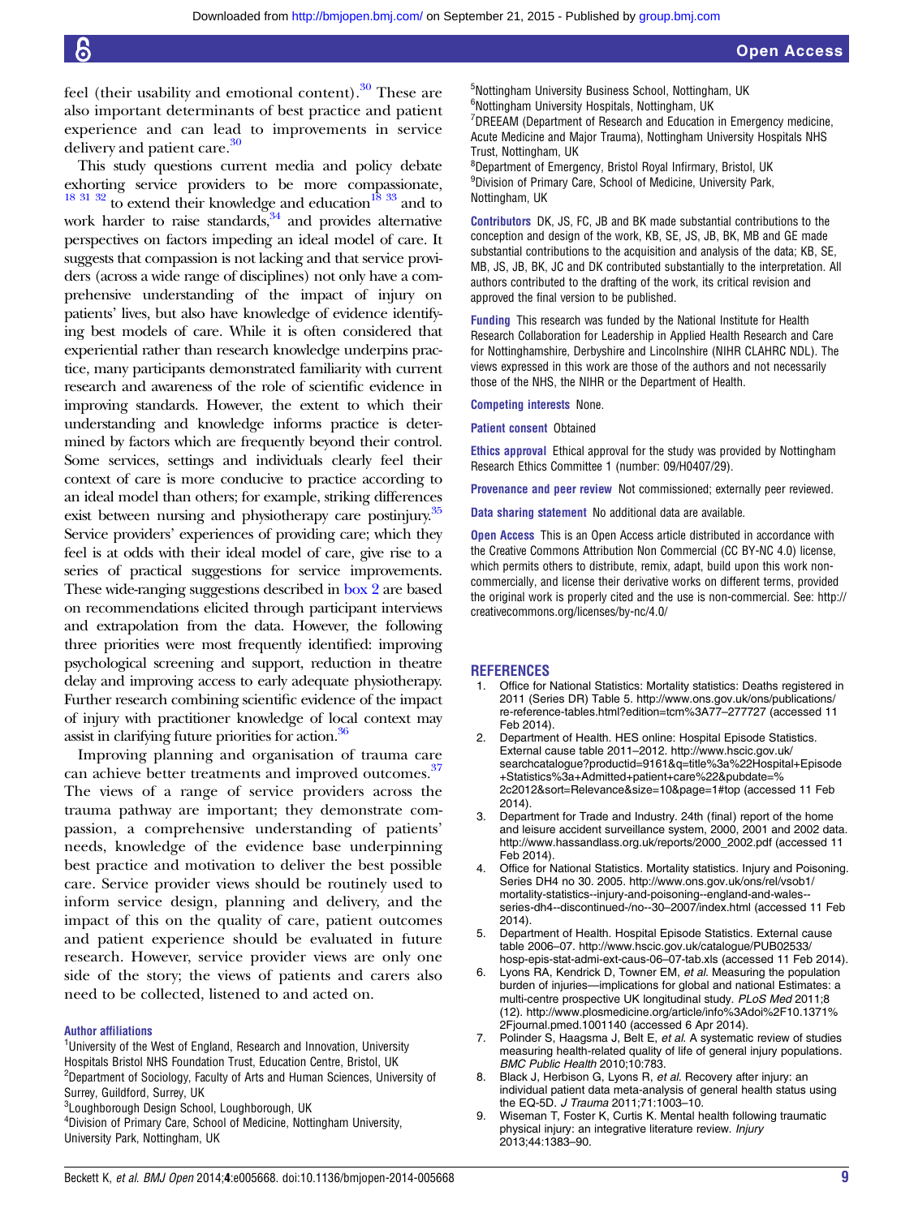feel (their usability and emotional content).[30] These are also important determinants of best practice and patient experience and can lead to improvements in service delivery and patient care.[30]

This study questions current media and policy debate exhorting service providers to be more compassionate,[18 31 32] to extend their knowledge and education[18 33] and to work harder to raise standards,[34] and provides alternative perspectives on factors impeding an ideal model of care. It suggests that compassion is not lacking and that service providers (across a wide range of disciplines) not only have a comprehensive understanding of the impact of injury on patients' lives, but also have knowledge of evidence identifying best models of care. While it is often considered that experiential rather than research knowledge underpins practice, many participants demonstrated familiarity with current research and awareness of the role of scientific evidence in improving standards. However, the extent to which their understanding and knowledge informs practice is determined by factors which are frequently beyond their control. Some services, settings and individuals clearly feel their context of care is more conducive to practice according to an ideal model than others; for example, striking differences exist between nursing and physiotherapy care postinjury.[35] Service providers' experiences of providing care; which they feel is at odds with their ideal model of care, give rise to a series of practical suggestions for service improvements. These wide-ranging suggestions described in box 2 are based on recommendations elicited through participant interviews and extrapolation from the data. However, the following three priorities were most frequently identified: improving psychological screening and support, reduction in theatre delay and improving access to early adequate physiotherapy. Further research combining scientific evidence of the impact of injury with practitioner knowledge of local context may assist in clarifying future priorities for action.[36]

Improving planning and organisation of trauma care can achieve better treatments and improved outcomes.[37] The views of a range of service providers across the trauma pathway are important; they demonstrate compassion, a comprehensive understanding of patients' needs, knowledge of the evidence base underpinning best practice and motivation to deliver the best possible care. Service provider views should be routinely used to inform service design, planning and delivery, and the impact of this on the quality of care, patient outcomes and patient experience should be evaluated in future research. However, service provider views are only one side of the story; the views of patients and carers also need to be collected, listened to and acted on.

**Author affiliations**

[1]University of the West of England, Research and Innovation, University Hospitals Bristol NHS Foundation Trust, Education Centre, Bristol, UK
[2]Department of Sociology, Faculty of Arts and Human Sciences, University of Surrey, Guildford, Surrey, UK
[3]Loughborough Design School, Loughborough, UK
[4]Division of Primary Care, School of Medicine, Nottingham University, University Park, Nottingham, UK
[5]Nottingham University Business School, Nottingham, UK
[6]Nottingham University Hospitals, Nottingham, UK
[7]DREEAM (Department of Research and Education in Emergency medicine, Acute Medicine and Major Trauma), Nottingham University Hospitals NHS Trust, Nottingham, UK
[8]Department of Emergency, Bristol Royal Infirmary, Bristol, UK
[9]Division of Primary Care, School of Medicine, University Park, Nottingham, UK

**Contributors** DK, JS, FC, JB and BK made substantial contributions to the conception and design of the work, KB, SE, JS, JB, BK, MB and GE made substantial contributions to the acquisition and analysis of the data; KB, SE, MB, JS, JB, BK, JC and DK contributed substantially to the interpretation. All authors contributed to the drafting of the work, its critical revision and approved the final version to be published.

**Funding** This research was funded by the National Institute for Health Research Collaboration for Leadership in Applied Health Research and Care for Nottinghamshire, Derbyshire and Lincolnshire (NIHR CLAHRC NDL). The views expressed in this work are those of the authors and not necessarily those of the NHS, the NIHR or the Department of Health.

**Competing interests** None.

**Patient consent** Obtained

**Ethics approval** Ethical approval for the study was provided by Nottingham Research Ethics Committee 1 (number: 09/H0407/29).

**Provenance and peer review** Not commissioned; externally peer reviewed.

**Data sharing statement** No additional data are available.

**Open Access** This is an Open Access article distributed in accordance with the Creative Commons Attribution Non Commercial (CC BY-NC 4.0) license, which permits others to distribute, remix, adapt, build upon this work non-commercially, and license their derivative works on different terms, provided the original work is properly cited and the use is non-commercial. See: http://creativecommons.org/licenses/by-nc/4.0/

## REFERENCES

1. Office for National Statistics: Mortality statistics: Deaths registered in 2011 (Series DR) Table 5. http://www.ons.gov.uk/ons/publications/re-reference-tables.html?edition=tcm%3A77–277727 (accessed 11 Feb 2014).
2. Department of Health. HES online: Hospital Episode Statistics. External cause table 2011–2012. http://www.hscic.gov.uk/searchcatalogue?productid=9161&q=title%3a%22Hospital+Episode+Statistics%3a+Admitted+patient+care%22&pubdate=%2c2012&sort=Relevance&size=10&page=1#top (accessed 11 Feb 2014).
3. Department for Trade and Industry. 24th (final) report of the home and leisure accident surveillance system, 2000, 2001 and 2002 data. http://www.hassandlass.org.uk/reports/2000_2002.pdf (accessed 11 Feb 2014).
4. Office for National Statistics. Mortality statistics. Injury and Poisoning. Series DH4 no 30. 2005. http://www.ons.gov.uk/ons/rel/vsob1/mortality-statistics--injury-and-poisoning--england-and-wales--series-dh4--discontinued-/no--30–2007/index.html (accessed 11 Feb 2014).
5. Department of Health. Hospital Episode Statistics. External cause table 2006–07. http://www.hscic.gov.uk/catalogue/PUB02533/hosp-epis-stat-admi-ext-caus-06–07-tab.xls (accessed 11 Feb 2014).
6. Lyons RA, Kendrick D, Towner EM, *et al*. Measuring the population burden of injuries—implications for global and national Estimates: a multi-centre prospective UK longitudinal study. *PLoS Med* 2011;8 (12). http://www.plosmedicine.org/article/info%3Adoi%2F10.1371%2Fjournal.pmed.1001140 (accessed 6 Apr 2014).
7. Polinder S, Haagsma J, Belt E, *et al*. A systematic review of studies measuring health-related quality of life of general injury populations. *BMC Public Health* 2010;10:783.
8. Black J, Herbison G, Lyons R, *et al*. Recovery after injury: an individual patient data meta-analysis of general health status using the EQ-5D. *J Trauma* 2011;71:1003–10.
9. Wiseman T, Foster K, Curtis K. Mental health following traumatic physical injury: an integrative literature review. *Injury* 2013;44:1383–90.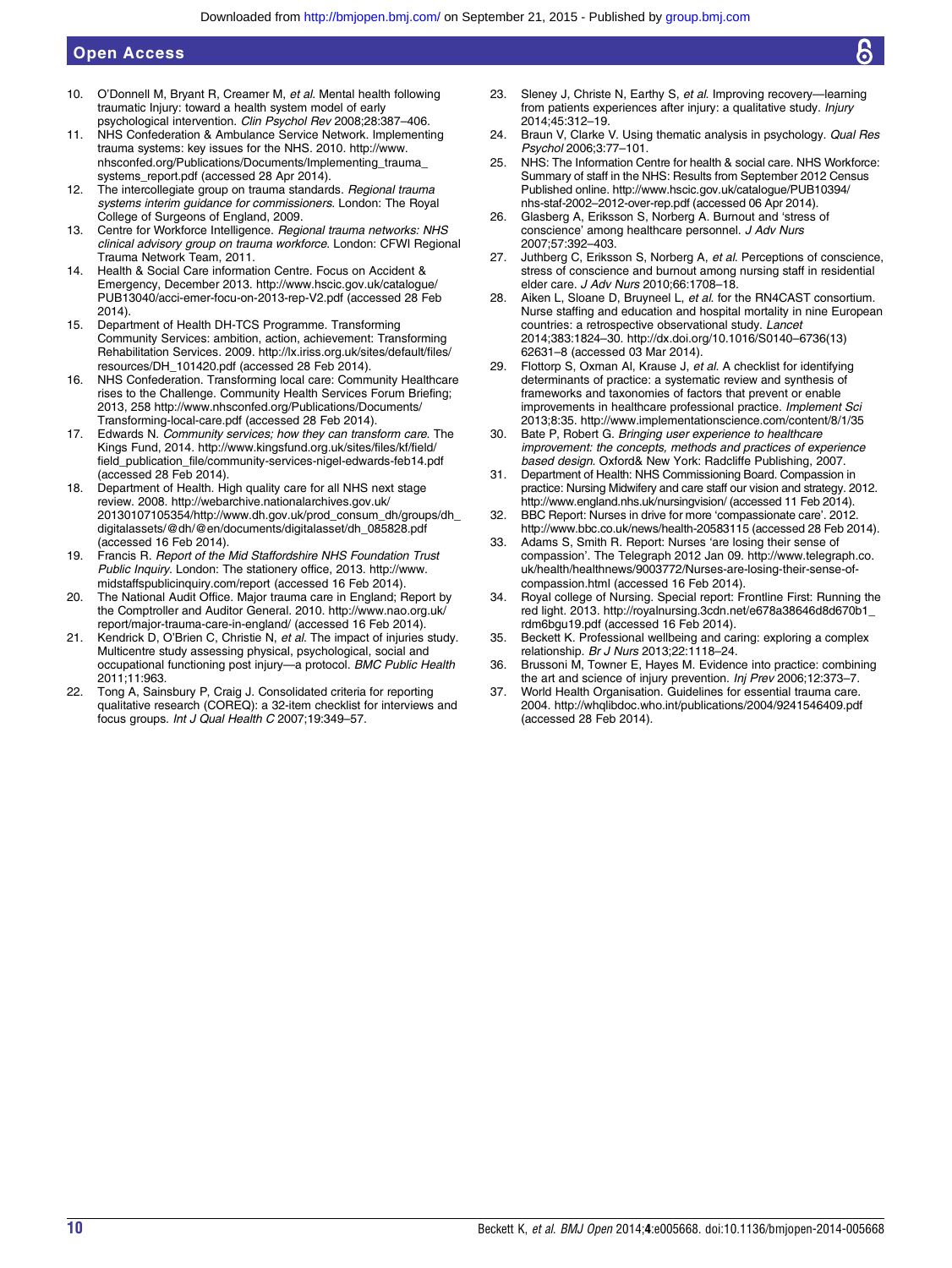10. O'Donnell M, Bryant R, Creamer M, *et al*. Mental health following traumatic Injury: toward a health system model of early psychological intervention. *Clin Psychol Rev* 2008;28:387–406.
11. NHS Confederation & Ambulance Service Network. Implementing trauma systems: key issues for the NHS. 2010. http://www.nhsconfed.org/Publications/Documents/Implementing_trauma_systems_report.pdf (accessed 28 Apr 2014).
12. The intercollegiate group on trauma standards. *Regional trauma systems interim guidance for commissioners*. London: The Royal College of Surgeons of England, 2009.
13. Centre for Workforce Intelligence. *Regional trauma networks: NHS clinical advisory group on trauma workforce*. London: CFWI Regional Trauma Network Team, 2011.
14. Health & Social Care information Centre. Focus on Accident & Emergency, December 2013. http://www.hscic.gov.uk/catalogue/PUB13040/acci-emer-focu-on-2013-rep-V2.pdf (accessed 28 Feb 2014).
15. Department of Health DH-TCS Programme. Transforming Community Services: ambition, action, achievement: Transforming Rehabilitation Services. 2009. http://lx.iriss.org.uk/sites/default/files/resources/DH_101420.pdf (accessed 28 Feb 2014).
16. NHS Confederation. Transforming local care: Community Healthcare rises to the Challenge. Community Health Services Forum Briefing; 2013, 258 http://www.nhsconfed.org/Publications/Documents/Transforming-local-care.pdf (accessed 28 Feb 2014).
17. Edwards N. *Community services; how they can transform care*. The Kings Fund, 2014. http://www.kingsfund.org.uk/sites/files/kf/field/field_publication_file/community-services-nigel-edwards-feb14.pdf (accessed 28 Feb 2014).
18. Department of Health. High quality care for all NHS next stage review. 2008. http://webarchive.nationalarchives.gov.uk/20130107105354/http://www.dh.gov.uk/prod_consum_dh/groups/dh_digitalassets/@dh/@en/documents/digitalasset/dh_085828.pdf (accessed 16 Feb 2014).
19. Francis R. *Report of the Mid Staffordshire NHS Foundation Trust Public Inquiry*. London: The stationery office, 2013. http://www.midstaffspublicinquiry.com/report (accessed 16 Feb 2014).
20. The National Audit Office. Major trauma care in England; Report by the Comptroller and Auditor General. 2010. http://www.nao.org.uk/report/major-trauma-care-in-england/ (accessed 16 Feb 2014).
21. Kendrick D, O'Brien C, Christie N, *et al*. The impact of injuries study. Multicentre study assessing physical, psychological, social and occupational functioning post injury—a protocol. *BMC Public Health* 2011;11:963.
22. Tong A, Sainsbury P, Craig J. Consolidated criteria for reporting qualitative research (COREQ): a 32-item checklist for interviews and focus groups. *Int J Qual Health C* 2007;19:349–57.
23. Sleney J, Christe N, Earthy S, *et al*. Improving recovery—learning from patients experiences after injury: a qualitative study. *Injury* 2014;45:312–19.
24. Braun V, Clarke V. Using thematic analysis in psychology. *Qual Res Psychol* 2006;3:77–101.
25. NHS: The Information Centre for health & social care. NHS Workforce: Summary of staff in the NHS: Results from September 2012 Census Published online. http://www.hscic.gov.uk/catalogue/PUB10394/nhs-staf-2002–2012-over-rep.pdf (accessed 06 Apr 2014).
26. Glasberg A, Eriksson S, Norberg A. Burnout and 'stress of conscience' among healthcare personnel. *J Adv Nurs* 2007;57:392–403.
27. Juthberg C, Eriksson S, Norberg A, *et al*. Perceptions of conscience, stress of conscience and burnout among nursing staff in residential elder care. *J Adv Nurs* 2010;66:1708–18.
28. Aiken L, Sloane D, Bruyneel L, *et al*. for the RN4CAST consortium. Nurse staffing and education and hospital mortality in nine European countries: a retrospective observational study. *Lancet* 2014;383:1824–30. http://dx.doi.org/10.1016/S0140–6736(13)62631–8 (accessed 03 Mar 2014).
29. Flottorp S, Oxman AI, Krause J, *et al*. A checklist for identifying determinants of practice: a systematic review and synthesis of frameworks and taxonomies of factors that prevent or enable improvements in healthcare professional practice. *Implement Sci* 2013;8:35. http://www.implementationscience.com/content/8/1/35
30. Bate P, Robert G. *Bringing user experience to healthcare improvement: the concepts, methods and practices of experience based design*. Oxford& New York: Radcliffe Publishing, 2007.
31. Department of Health: NHS Commissioning Board. Compassion in practice: Nursing Midwifery and care staff our vision and strategy. 2012. http://www.england.nhs.uk/nursingvision/ (accessed 11 Feb 2014).
32. BBC Report: Nurses in drive for more 'compassionate care'. 2012. http://www.bbc.co.uk/news/health-20583115 (accessed 28 Feb 2014).
33. Adams S, Smith R. Report: Nurses 'are losing their sense of compassion'. The Telegraph 2012 Jan 09. http://www.telegraph.co.uk/health/healthnews/9003772/Nurses-are-losing-their-sense-of-compassion.html (accessed 16 Feb 2014).
34. Royal college of Nursing. Special report: Frontline First: Running the red light. 2013. http://royalnursing.3cdn.net/e678a38646d8d670b1_rdm6bgu19.pdf (accessed 16 Feb 2014).
35. Beckett K. Professional wellbeing and caring: exploring a complex relationship. *Br J Nurs* 2013;22:1118–24.
36. Brussoni M, Towner E, Hayes M. Evidence into practice: combining the art and science of injury prevention. *Inj Prev* 2006;12:373–7.
37. World Health Organisation. Guidelines for essential trauma care. 2004. http://whqlibdoc.who.int/publications/2004/9241546409.pdf (accessed 28 Feb 2014).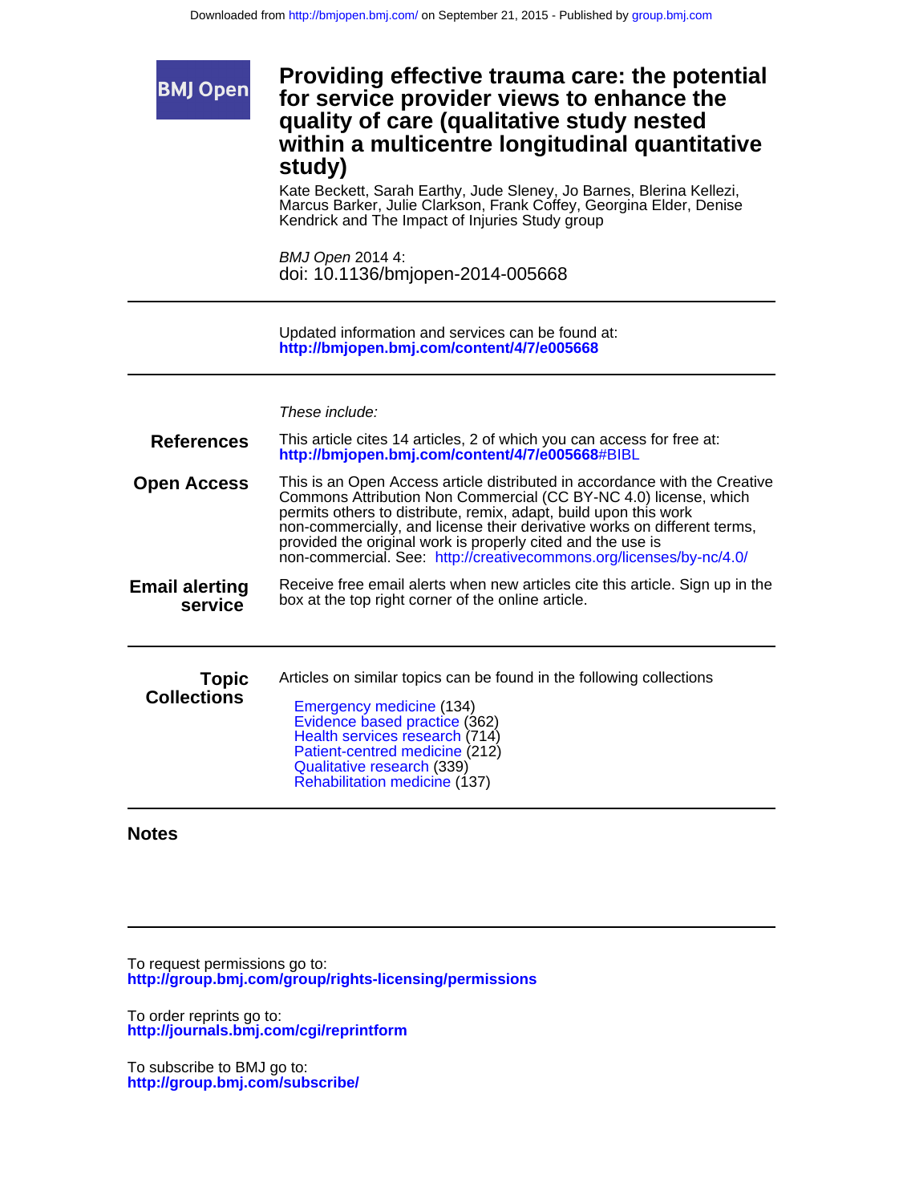Downloaded from http://bmjopen.bmj.com/ on September 21, 2015 - Published by group.bmj.com

BMJ Open

# Providing effective trauma care: the potential for service provider views to enhance the quality of care (qualitative study nested within a multicentre longitudinal quantitative study)

Kate Beckett, Sarah Earthy, Jude Sleney, Jo Barnes, Blerina Kellezi, Marcus Barker, Julie Clarkson, Frank Coffey, Georgina Elder, Denise Kendrick and The Impact of Injuries Study group

*BMJ Open* 2014 4:
doi: 10.1136/bmjopen-2014-005668

Updated information and services can be found at:
**http://bmjopen.bmj.com/content/4/7/e005668**

*These include:*

**References**

This article cites 14 articles, 2 of which you can access for free at:
**http://bmjopen.bmj.com/content/4/7/e005668**#BIBL

**Open Access**

This is an Open Access article distributed in accordance with the Creative Commons Attribution Non Commercial (CC BY-NC 4.0) license, which permits others to distribute, remix, adapt, build upon this work non-commercially, and license their derivative works on different terms, provided the original work is properly cited and the use is non-commercial. See: http://creativecommons.org/licenses/by-nc/4.0/

**Email alerting service**

Receive free email alerts when new articles cite this article. Sign up in the box at the top right corner of the online article.

**Topic Collections**

Articles on similar topics can be found in the following collections

- Emergency medicine (134)
- Evidence based practice (362)
- Health services research (714)
- Patient-centred medicine (212)
- Qualitative research (339)
- Rehabilitation medicine (137)

## Notes

To request permissions go to:
**http://group.bmj.com/group/rights-licensing/permissions**

To order reprints go to:
**http://journals.bmj.com/cgi/reprintform**

To subscribe to BMJ go to:
**http://group.bmj.com/subscribe/**